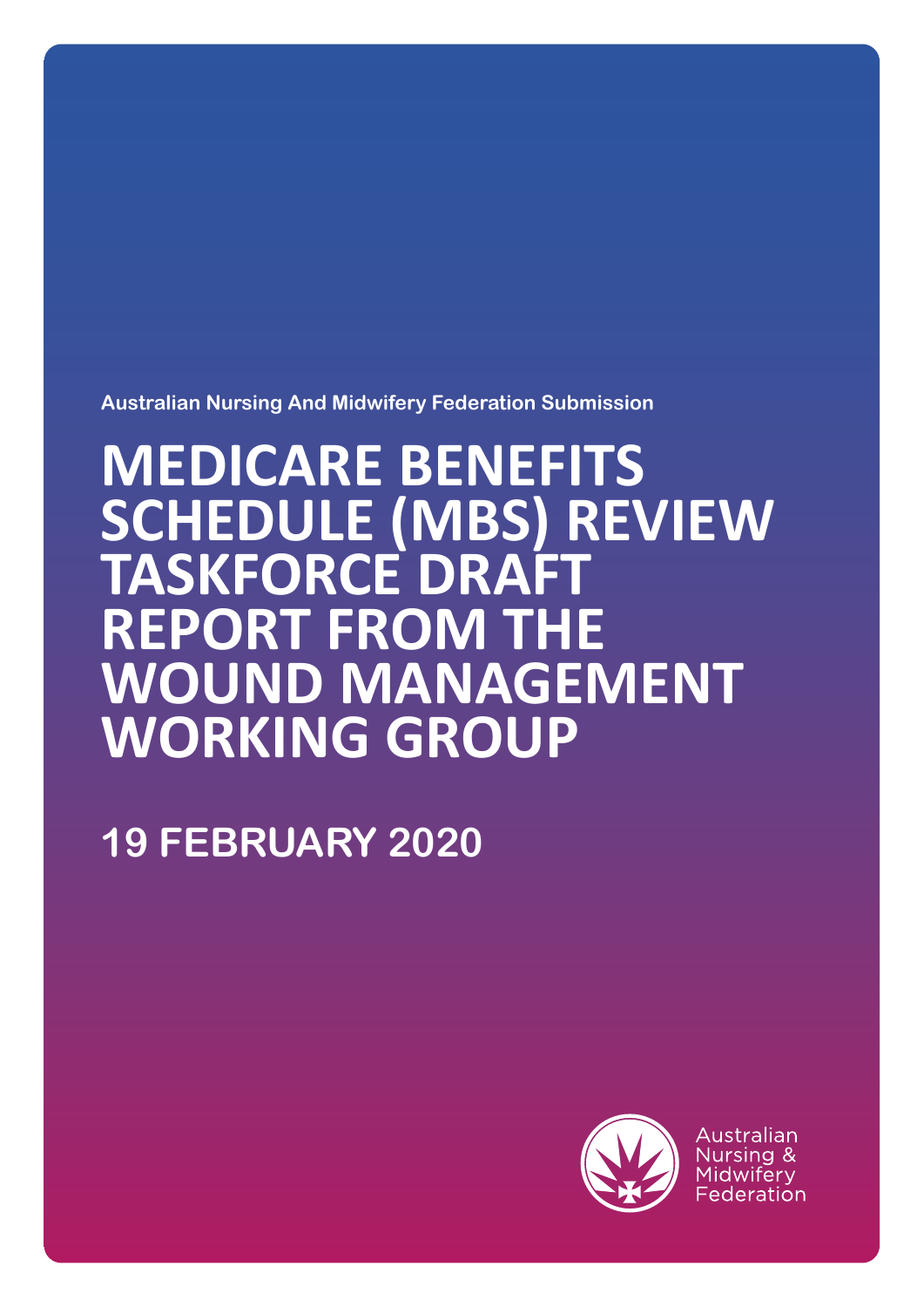Australian Nursing And Midwifery Federation Submission

# MEDICARE BENEFITS SCHEDULE (MBS) REVIEW TASKFORCE DRAFT REPORT FROM THE WOUND MANAGEMENT WORKING GROUP

## 19 FEBRUARY 2020

Australian Nursing & Midwifery Federation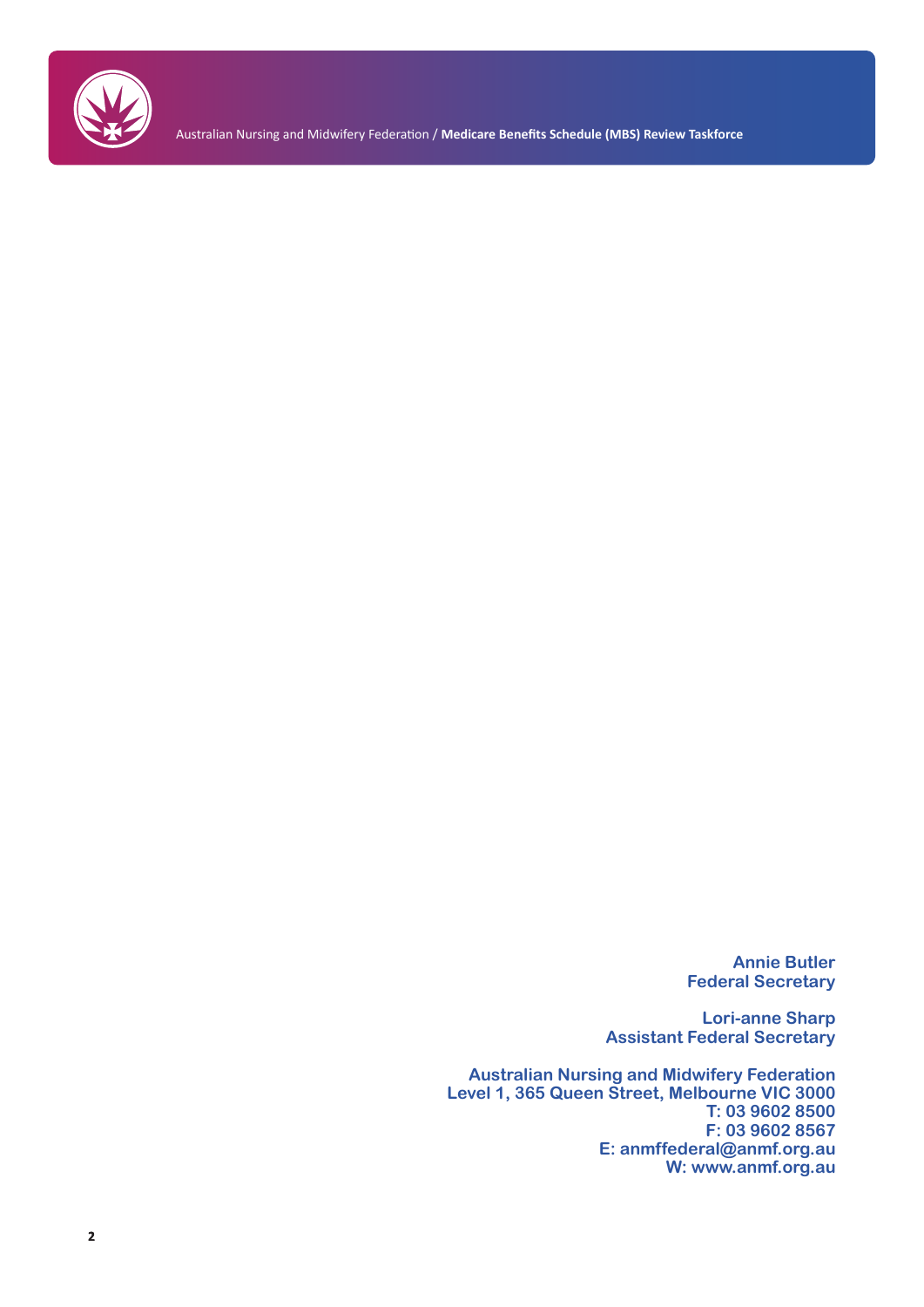**Annie Butler**
**Federal Secretary**

**Lori-anne Sharp**
**Assistant Federal Secretary**

**Australian Nursing and Midwifery Federation**
**Level 1, 365 Queen Street, Melbourne VIC 3000**
**T: 03 9602 8500**
**F: 03 9602 8567**
**E: anmffederal@anmf.org.au**
**W: www.anmf.org.au**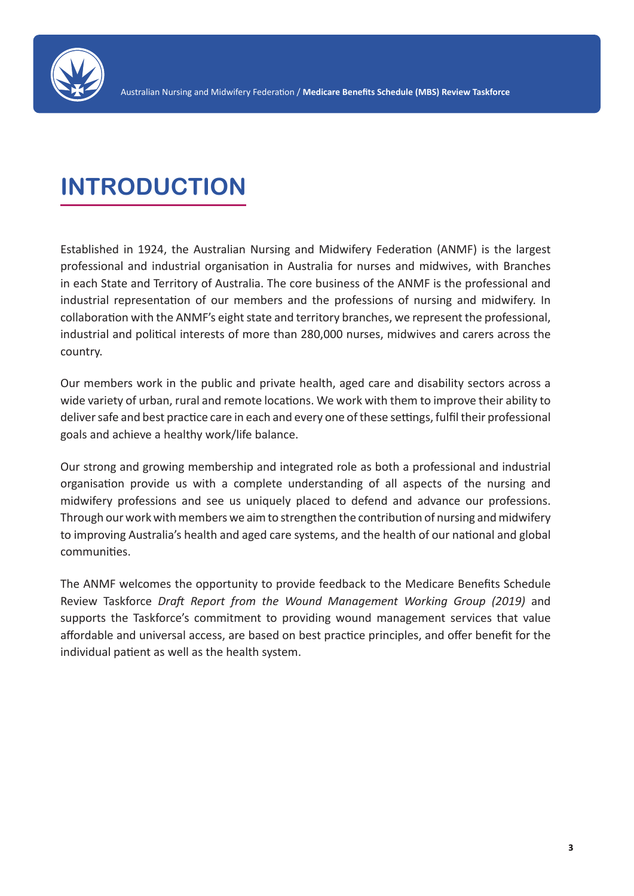# INTRODUCTION

Established in 1924, the Australian Nursing and Midwifery Federation (ANMF) is the largest professional and industrial organisation in Australia for nurses and midwives, with Branches in each State and Territory of Australia. The core business of the ANMF is the professional and industrial representation of our members and the professions of nursing and midwifery. In collaboration with the ANMF's eight state and territory branches, we represent the professional, industrial and political interests of more than 280,000 nurses, midwives and carers across the country.

Our members work in the public and private health, aged care and disability sectors across a wide variety of urban, rural and remote locations. We work with them to improve their ability to deliver safe and best practice care in each and every one of these settings, fulfil their professional goals and achieve a healthy work/life balance.

Our strong and growing membership and integrated role as both a professional and industrial organisation provide us with a complete understanding of all aspects of the nursing and midwifery professions and see us uniquely placed to defend and advance our professions. Through our work with members we aim to strengthen the contribution of nursing and midwifery to improving Australia's health and aged care systems, and the health of our national and global communities.

The ANMF welcomes the opportunity to provide feedback to the Medicare Benefits Schedule Review Taskforce *Draft Report from the Wound Management Working Group (2019)* and supports the Taskforce's commitment to providing wound management services that value affordable and universal access, are based on best practice principles, and offer benefit for the individual patient as well as the health system.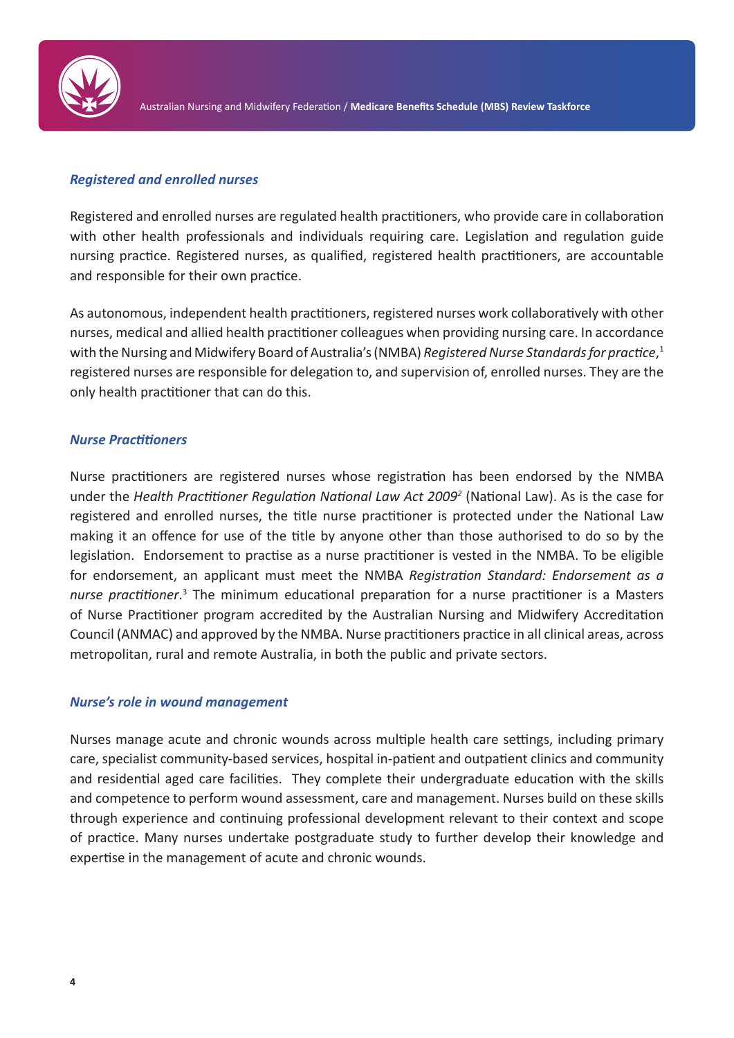### *Registered and enrolled nurses*

Registered and enrolled nurses are regulated health practitioners, who provide care in collaboration with other health professionals and individuals requiring care. Legislation and regulation guide nursing practice. Registered nurses, as qualified, registered health practitioners, are accountable and responsible for their own practice.

As autonomous, independent health practitioners, registered nurses work collaboratively with other nurses, medical and allied health practitioner colleagues when providing nursing care. In accordance with the Nursing and Midwifery Board of Australia's (NMBA) *Registered Nurse Standards for practice*,[1] registered nurses are responsible for delegation to, and supervision of, enrolled nurses. They are the only health practitioner that can do this.

### *Nurse Practitioners*

Nurse practitioners are registered nurses whose registration has been endorsed by the NMBA under the *Health Practitioner Regulation National Law Act 2009*[2] (National Law). As is the case for registered and enrolled nurses, the title nurse practitioner is protected under the National Law making it an offence for use of the title by anyone other than those authorised to do so by the legislation. Endorsement to practise as a nurse practitioner is vested in the NMBA. To be eligible for endorsement, an applicant must meet the NMBA *Registration Standard: Endorsement as a nurse practitioner*.[3] The minimum educational preparation for a nurse practitioner is a Masters of Nurse Practitioner program accredited by the Australian Nursing and Midwifery Accreditation Council (ANMAC) and approved by the NMBA. Nurse practitioners practice in all clinical areas, across metropolitan, rural and remote Australia, in both the public and private sectors.

### *Nurse's role in wound management*

Nurses manage acute and chronic wounds across multiple health care settings, including primary care, specialist community-based services, hospital in-patient and outpatient clinics and community and residential aged care facilities. They complete their undergraduate education with the skills and competence to perform wound assessment, care and management. Nurses build on these skills through experience and continuing professional development relevant to their context and scope of practice. Many nurses undertake postgraduate study to further develop their knowledge and expertise in the management of acute and chronic wounds.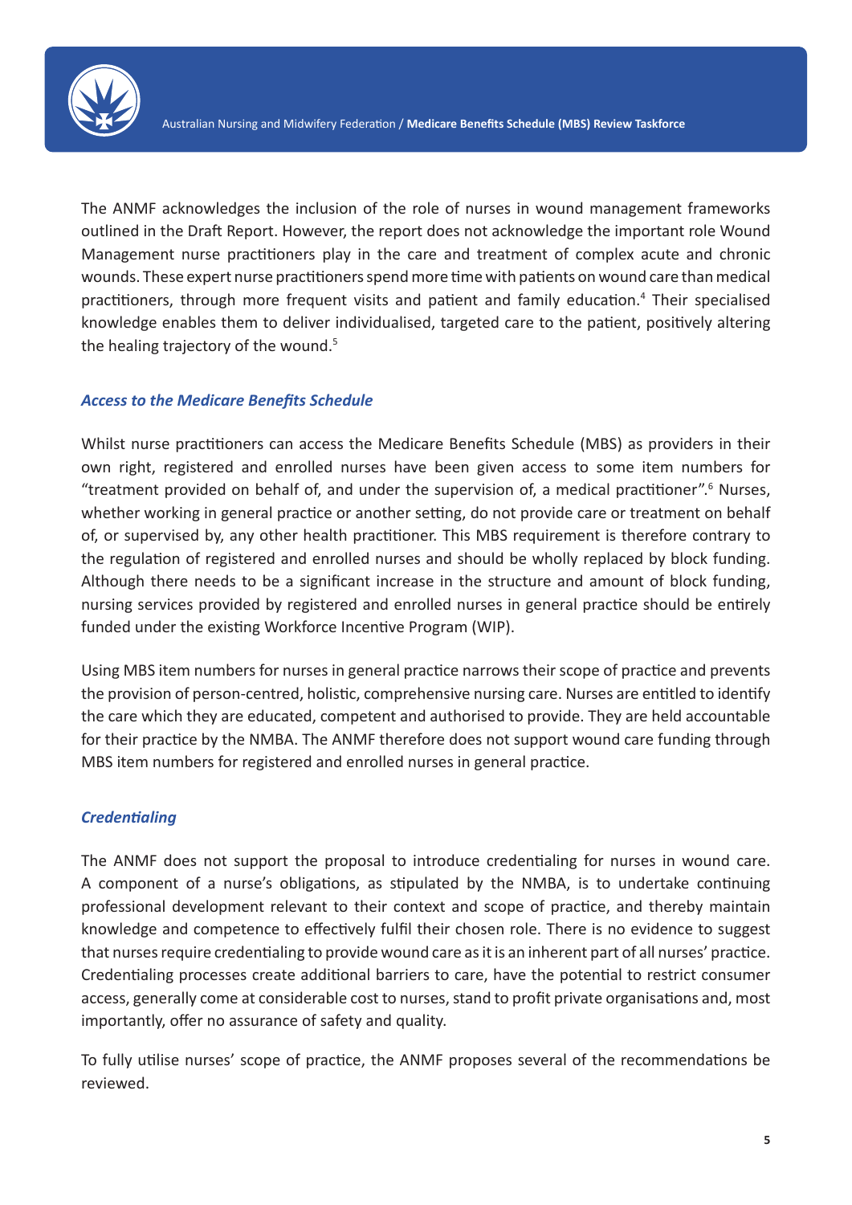The ANMF acknowledges the inclusion of the role of nurses in wound management frameworks outlined in the Draft Report. However, the report does not acknowledge the important role Wound Management nurse practitioners play in the care and treatment of complex acute and chronic wounds. These expert nurse practitioners spend more time with patients on wound care than medical practitioners, through more frequent visits and patient and family education.[4] Their specialised knowledge enables them to deliver individualised, targeted care to the patient, positively altering the healing trajectory of the wound.[5]

### *Access to the Medicare Benefits Schedule*

Whilst nurse practitioners can access the Medicare Benefits Schedule (MBS) as providers in their own right, registered and enrolled nurses have been given access to some item numbers for "treatment provided on behalf of, and under the supervision of, a medical practitioner".[6] Nurses, whether working in general practice or another setting, do not provide care or treatment on behalf of, or supervised by, any other health practitioner. This MBS requirement is therefore contrary to the regulation of registered and enrolled nurses and should be wholly replaced by block funding. Although there needs to be a significant increase in the structure and amount of block funding, nursing services provided by registered and enrolled nurses in general practice should be entirely funded under the existing Workforce Incentive Program (WIP).

Using MBS item numbers for nurses in general practice narrows their scope of practice and prevents the provision of person-centred, holistic, comprehensive nursing care. Nurses are entitled to identify the care which they are educated, competent and authorised to provide. They are held accountable for their practice by the NMBA. The ANMF therefore does not support wound care funding through MBS item numbers for registered and enrolled nurses in general practice.

### *Credentialing*

The ANMF does not support the proposal to introduce credentialing for nurses in wound care. A component of a nurse's obligations, as stipulated by the NMBA, is to undertake continuing professional development relevant to their context and scope of practice, and thereby maintain knowledge and competence to effectively fulfil their chosen role. There is no evidence to suggest that nurses require credentialing to provide wound care as it is an inherent part of all nurses' practice. Credentialing processes create additional barriers to care, have the potential to restrict consumer access, generally come at considerable cost to nurses, stand to profit private organisations and, most importantly, offer no assurance of safety and quality.

To fully utilise nurses' scope of practice, the ANMF proposes several of the recommendations be reviewed.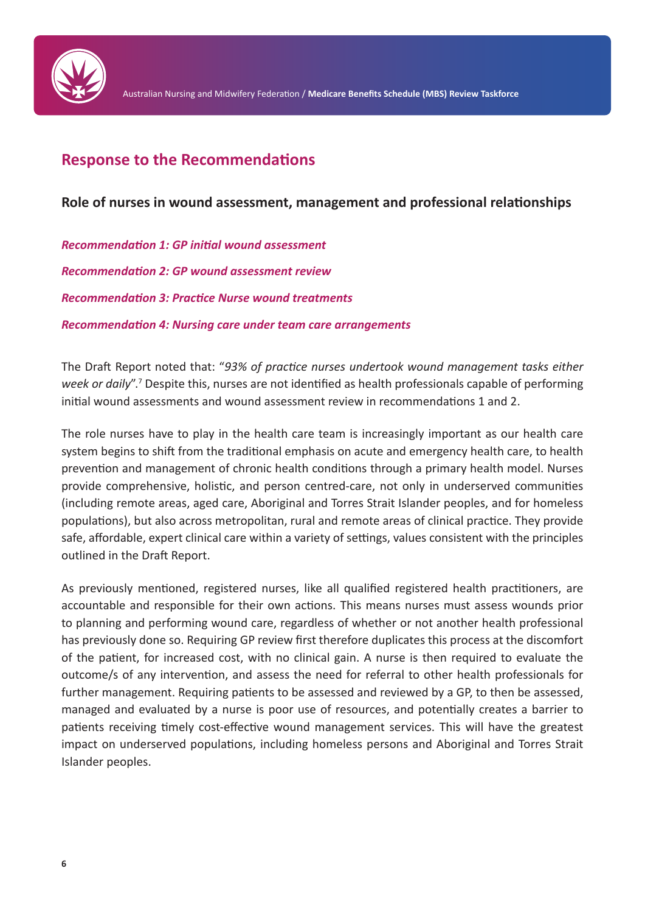## Response to the Recommendations

### Role of nurses in wound assessment, management and professional relationships

***Recommendation 1: GP initial wound assessment***

***Recommendation 2: GP wound assessment review***

***Recommendation 3: Practice Nurse wound treatments***

***Recommendation 4: Nursing care under team care arrangements***

The Draft Report noted that: "*93% of practice nurses undertook wound management tasks either week or daily*".[7] Despite this, nurses are not identified as health professionals capable of performing initial wound assessments and wound assessment review in recommendations 1 and 2.

The role nurses have to play in the health care team is increasingly important as our health care system begins to shift from the traditional emphasis on acute and emergency health care, to health prevention and management of chronic health conditions through a primary health model. Nurses provide comprehensive, holistic, and person centred-care, not only in underserved communities (including remote areas, aged care, Aboriginal and Torres Strait Islander peoples, and for homeless populations), but also across metropolitan, rural and remote areas of clinical practice. They provide safe, affordable, expert clinical care within a variety of settings, values consistent with the principles outlined in the Draft Report.

As previously mentioned, registered nurses, like all qualified registered health practitioners, are accountable and responsible for their own actions. This means nurses must assess wounds prior to planning and performing wound care, regardless of whether or not another health professional has previously done so. Requiring GP review first therefore duplicates this process at the discomfort of the patient, for increased cost, with no clinical gain. A nurse is then required to evaluate the outcome/s of any intervention, and assess the need for referral to other health professionals for further management. Requiring patients to be assessed and reviewed by a GP, to then be assessed, managed and evaluated by a nurse is poor use of resources, and potentially creates a barrier to patients receiving timely cost-effective wound management services. This will have the greatest impact on underserved populations, including homeless persons and Aboriginal and Torres Strait Islander peoples.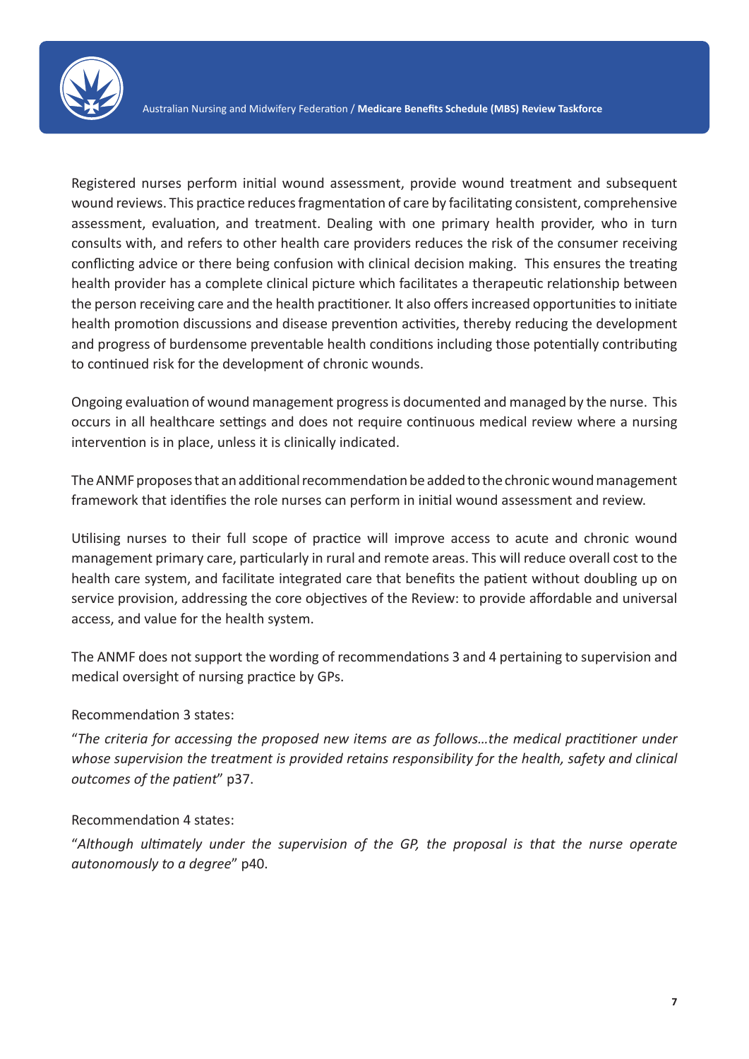Registered nurses perform initial wound assessment, provide wound treatment and subsequent wound reviews. This practice reduces fragmentation of care by facilitating consistent, comprehensive assessment, evaluation, and treatment. Dealing with one primary health provider, who in turn consults with, and refers to other health care providers reduces the risk of the consumer receiving conflicting advice or there being confusion with clinical decision making. This ensures the treating health provider has a complete clinical picture which facilitates a therapeutic relationship between the person receiving care and the health practitioner. It also offers increased opportunities to initiate health promotion discussions and disease prevention activities, thereby reducing the development and progress of burdensome preventable health conditions including those potentially contributing to continued risk for the development of chronic wounds.

Ongoing evaluation of wound management progress is documented and managed by the nurse. This occurs in all healthcare settings and does not require continuous medical review where a nursing intervention is in place, unless it is clinically indicated.

The ANMF proposes that an additional recommendation be added to the chronic wound management framework that identifies the role nurses can perform in initial wound assessment and review.

Utilising nurses to their full scope of practice will improve access to acute and chronic wound management primary care, particularly in rural and remote areas. This will reduce overall cost to the health care system, and facilitate integrated care that benefits the patient without doubling up on service provision, addressing the core objectives of the Review: to provide affordable and universal access, and value for the health system.

The ANMF does not support the wording of recommendations 3 and 4 pertaining to supervision and medical oversight of nursing practice by GPs.

Recommendation 3 states:

"*The criteria for accessing the proposed new items are as follows…the medical practitioner under whose supervision the treatment is provided retains responsibility for the health, safety and clinical outcomes of the patient*" p37.

Recommendation 4 states:

"*Although ultimately under the supervision of the GP, the proposal is that the nurse operate autonomously to a degree*" p40.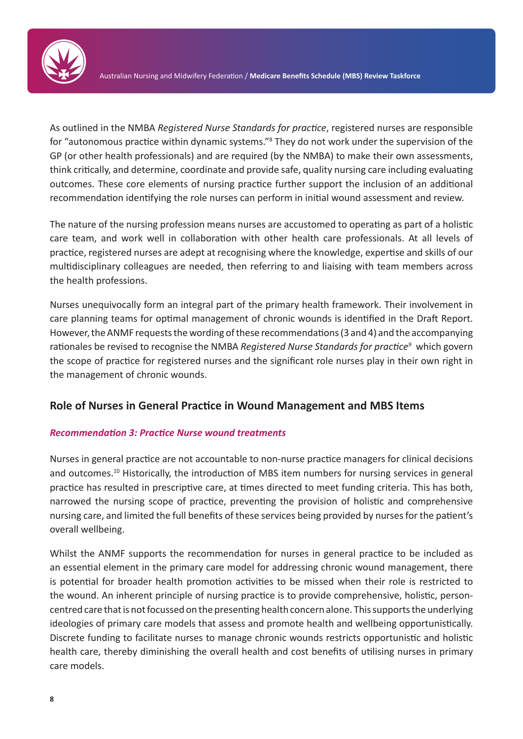As outlined in the NMBA *Registered Nurse Standards for practice*, registered nurses are responsible for "autonomous practice within dynamic systems."[8] They do not work under the supervision of the GP (or other health professionals) and are required (by the NMBA) to make their own assessments, think critically, and determine, coordinate and provide safe, quality nursing care including evaluating outcomes. These core elements of nursing practice further support the inclusion of an additional recommendation identifying the role nurses can perform in initial wound assessment and review.

The nature of the nursing profession means nurses are accustomed to operating as part of a holistic care team, and work well in collaboration with other health care professionals. At all levels of practice, registered nurses are adept at recognising where the knowledge, expertise and skills of our multidisciplinary colleagues are needed, then referring to and liaising with team members across the health professions.

Nurses unequivocally form an integral part of the primary health framework. Their involvement in care planning teams for optimal management of chronic wounds is identified in the Draft Report. However, the ANMF requests the wording of these recommendations (3 and 4) and the accompanying rationales be revised to recognise the NMBA *Registered Nurse Standards for practice*[9] which govern the scope of practice for registered nurses and the significant role nurses play in their own right in the management of chronic wounds.

## Role of Nurses in General Practice in Wound Management and MBS Items

### *Recommendation 3: Practice Nurse wound treatments*

Nurses in general practice are not accountable to non-nurse practice managers for clinical decisions and outcomes.[10] Historically, the introduction of MBS item numbers for nursing services in general practice has resulted in prescriptive care, at times directed to meet funding criteria. This has both, narrowed the nursing scope of practice, preventing the provision of holistic and comprehensive nursing care, and limited the full benefits of these services being provided by nurses for the patient's overall wellbeing.

Whilst the ANMF supports the recommendation for nurses in general practice to be included as an essential element in the primary care model for addressing chronic wound management, there is potential for broader health promotion activities to be missed when their role is restricted to the wound. An inherent principle of nursing practice is to provide comprehensive, holistic, person-centred care that is not focussed on the presenting health concern alone. This supports the underlying ideologies of primary care models that assess and promote health and wellbeing opportunistically. Discrete funding to facilitate nurses to manage chronic wounds restricts opportunistic and holistic health care, thereby diminishing the overall health and cost benefits of utilising nurses in primary care models.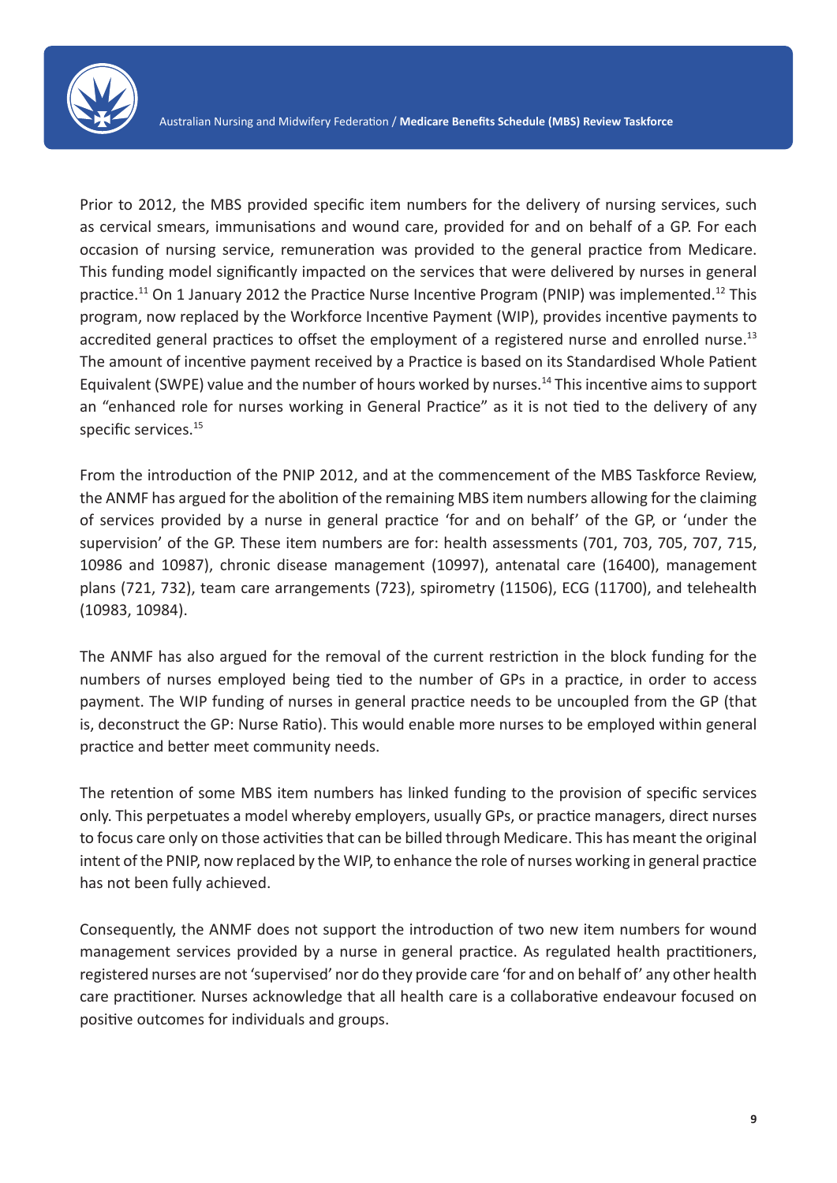Prior to 2012, the MBS provided specific item numbers for the delivery of nursing services, such as cervical smears, immunisations and wound care, provided for and on behalf of a GP. For each occasion of nursing service, remuneration was provided to the general practice from Medicare. This funding model significantly impacted on the services that were delivered by nurses in general practice.[11] On 1 January 2012 the Practice Nurse Incentive Program (PNIP) was implemented.[12] This program, now replaced by the Workforce Incentive Payment (WIP), provides incentive payments to accredited general practices to offset the employment of a registered nurse and enrolled nurse.[13] The amount of incentive payment received by a Practice is based on its Standardised Whole Patient Equivalent (SWPE) value and the number of hours worked by nurses.[14] This incentive aims to support an "enhanced role for nurses working in General Practice" as it is not tied to the delivery of any specific services.[15]

From the introduction of the PNIP 2012, and at the commencement of the MBS Taskforce Review, the ANMF has argued for the abolition of the remaining MBS item numbers allowing for the claiming of services provided by a nurse in general practice 'for and on behalf' of the GP, or 'under the supervision' of the GP. These item numbers are for: health assessments (701, 703, 705, 707, 715, 10986 and 10987), chronic disease management (10997), antenatal care (16400), management plans (721, 732), team care arrangements (723), spirometry (11506), ECG (11700), and telehealth (10983, 10984).

The ANMF has also argued for the removal of the current restriction in the block funding for the numbers of nurses employed being tied to the number of GPs in a practice, in order to access payment. The WIP funding of nurses in general practice needs to be uncoupled from the GP (that is, deconstruct the GP: Nurse Ratio). This would enable more nurses to be employed within general practice and better meet community needs.

The retention of some MBS item numbers has linked funding to the provision of specific services only. This perpetuates a model whereby employers, usually GPs, or practice managers, direct nurses to focus care only on those activities that can be billed through Medicare. This has meant the original intent of the PNIP, now replaced by the WIP, to enhance the role of nurses working in general practice has not been fully achieved.

Consequently, the ANMF does not support the introduction of two new item numbers for wound management services provided by a nurse in general practice. As regulated health practitioners, registered nurses are not 'supervised' nor do they provide care 'for and on behalf of' any other health care practitioner. Nurses acknowledge that all health care is a collaborative endeavour focused on positive outcomes for individuals and groups.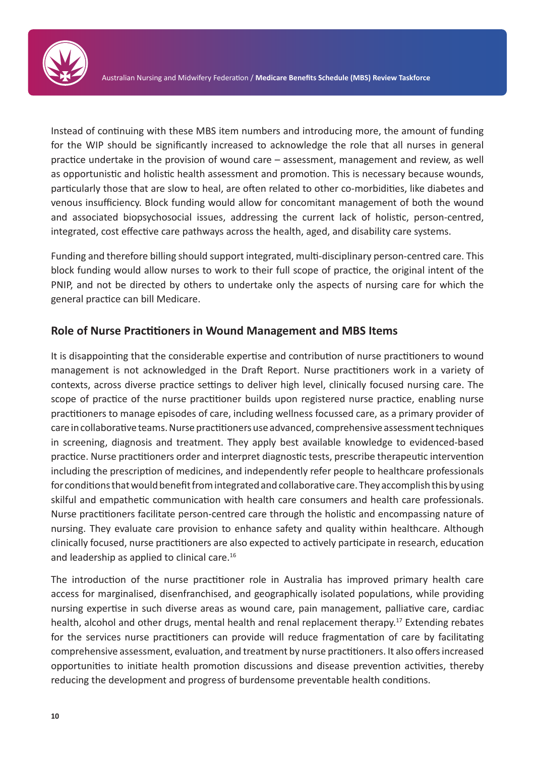Instead of continuing with these MBS item numbers and introducing more, the amount of funding for the WIP should be significantly increased to acknowledge the role that all nurses in general practice undertake in the provision of wound care – assessment, management and review, as well as opportunistic and holistic health assessment and promotion. This is necessary because wounds, particularly those that are slow to heal, are often related to other co-morbidities, like diabetes and venous insufficiency. Block funding would allow for concomitant management of both the wound and associated biopsychosocial issues, addressing the current lack of holistic, person-centred, integrated, cost effective care pathways across the health, aged, and disability care systems.

Funding and therefore billing should support integrated, multi-disciplinary person-centred care. This block funding would allow nurses to work to their full scope of practice, the original intent of the PNIP, and not be directed by others to undertake only the aspects of nursing care for which the general practice can bill Medicare.

## Role of Nurse Practitioners in Wound Management and MBS Items

It is disappointing that the considerable expertise and contribution of nurse practitioners to wound management is not acknowledged in the Draft Report. Nurse practitioners work in a variety of contexts, across diverse practice settings to deliver high level, clinically focused nursing care. The scope of practice of the nurse practitioner builds upon registered nurse practice, enabling nurse practitioners to manage episodes of care, including wellness focussed care, as a primary provider of care in collaborative teams. Nurse practitioners use advanced, comprehensive assessment techniques in screening, diagnosis and treatment. They apply best available knowledge to evidenced-based practice. Nurse practitioners order and interpret diagnostic tests, prescribe therapeutic intervention including the prescription of medicines, and independently refer people to healthcare professionals for conditions that would benefit from integrated and collaborative care. They accomplish this by using skilful and empathetic communication with health care consumers and health care professionals. Nurse practitioners facilitate person-centred care through the holistic and encompassing nature of nursing. They evaluate care provision to enhance safety and quality within healthcare. Although clinically focused, nurse practitioners are also expected to actively participate in research, education and leadership as applied to clinical care.[16]

The introduction of the nurse practitioner role in Australia has improved primary health care access for marginalised, disenfranchised, and geographically isolated populations, while providing nursing expertise in such diverse areas as wound care, pain management, palliative care, cardiac health, alcohol and other drugs, mental health and renal replacement therapy.[17] Extending rebates for the services nurse practitioners can provide will reduce fragmentation of care by facilitating comprehensive assessment, evaluation, and treatment by nurse practitioners. It also offers increased opportunities to initiate health promotion discussions and disease prevention activities, thereby reducing the development and progress of burdensome preventable health conditions.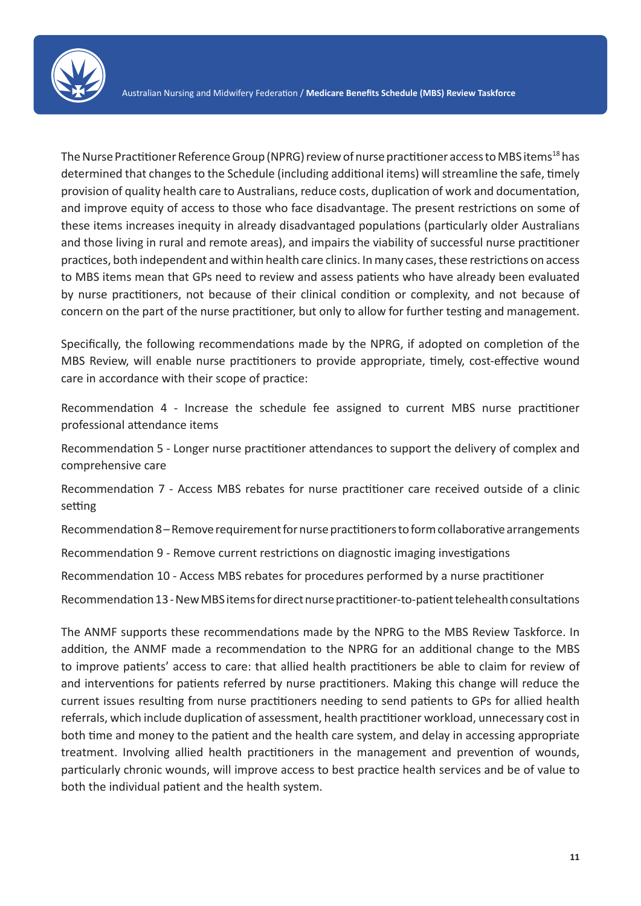The Nurse Practitioner Reference Group (NPRG) review of nurse practitioner access to MBS items[18] has determined that changes to the Schedule (including additional items) will streamline the safe, timely provision of quality health care to Australians, reduce costs, duplication of work and documentation, and improve equity of access to those who face disadvantage. The present restrictions on some of these items increases inequity in already disadvantaged populations (particularly older Australians and those living in rural and remote areas), and impairs the viability of successful nurse practitioner practices, both independent and within health care clinics. In many cases, these restrictions on access to MBS items mean that GPs need to review and assess patients who have already been evaluated by nurse practitioners, not because of their clinical condition or complexity, and not because of concern on the part of the nurse practitioner, but only to allow for further testing and management.

Specifically, the following recommendations made by the NPRG, if adopted on completion of the MBS Review, will enable nurse practitioners to provide appropriate, timely, cost-effective wound care in accordance with their scope of practice:

Recommendation 4 - Increase the schedule fee assigned to current MBS nurse practitioner professional attendance items

Recommendation 5 - Longer nurse practitioner attendances to support the delivery of complex and comprehensive care

Recommendation 7 - Access MBS rebates for nurse practitioner care received outside of a clinic setting

Recommendation 8 – Remove requirement for nurse practitioners to form collaborative arrangements

Recommendation 9 - Remove current restrictions on diagnostic imaging investigations

Recommendation 10 - Access MBS rebates for procedures performed by a nurse practitioner

Recommendation 13 - New MBS items for direct nurse practitioner-to-patient telehealth consultations

The ANMF supports these recommendations made by the NPRG to the MBS Review Taskforce. In addition, the ANMF made a recommendation to the NPRG for an additional change to the MBS to improve patients' access to care: that allied health practitioners be able to claim for review of and interventions for patients referred by nurse practitioners. Making this change will reduce the current issues resulting from nurse practitioners needing to send patients to GPs for allied health referrals, which include duplication of assessment, health practitioner workload, unnecessary cost in both time and money to the patient and the health care system, and delay in accessing appropriate treatment. Involving allied health practitioners in the management and prevention of wounds, particularly chronic wounds, will improve access to best practice health services and be of value to both the individual patient and the health system.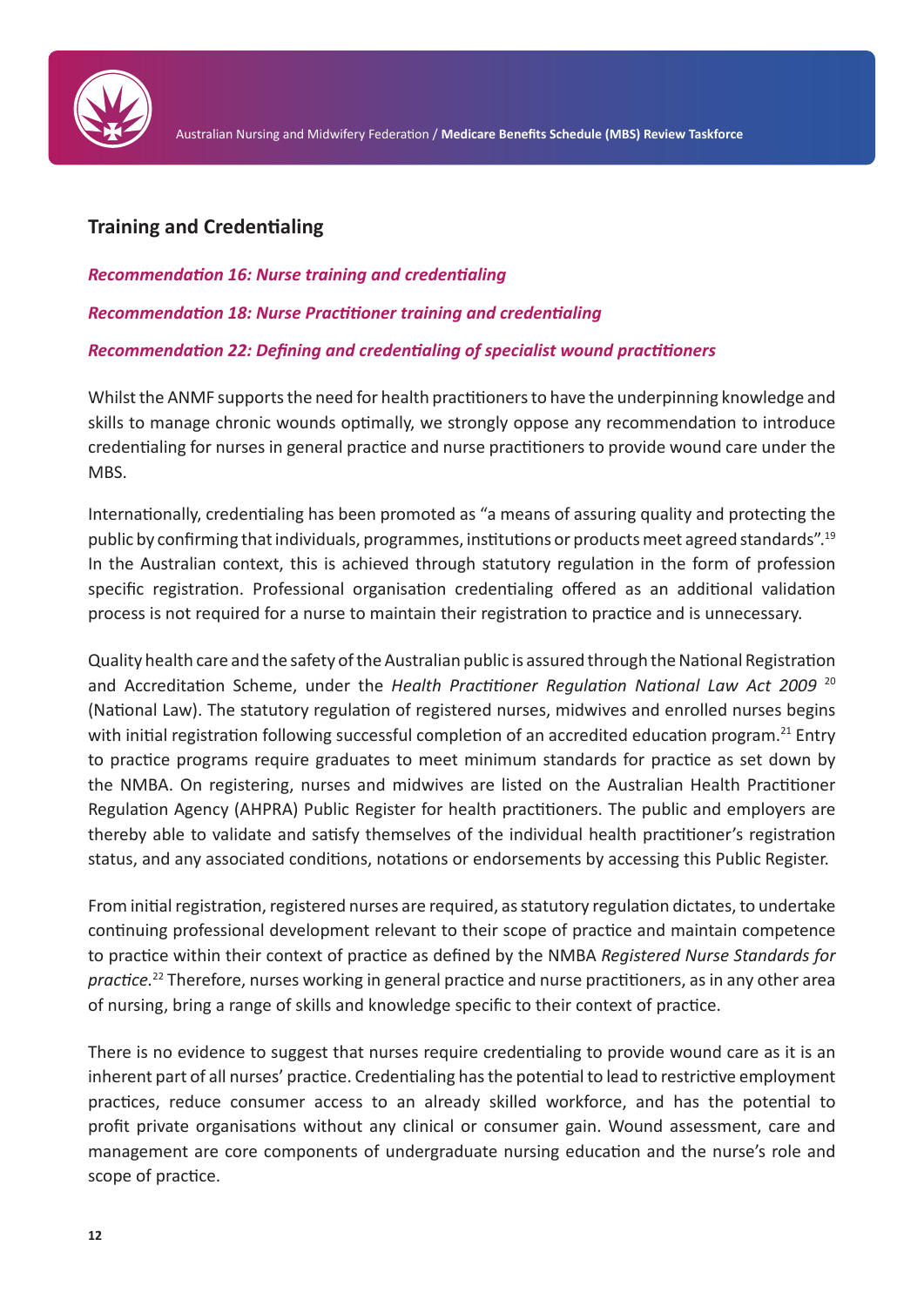## Training and Credentialing

***Recommendation 16: Nurse training and credentialing***

***Recommendation 18: Nurse Practitioner training and credentialing***

***Recommendation 22: Defining and credentialing of specialist wound practitioners***

Whilst the ANMF supports the need for health practitioners to have the underpinning knowledge and skills to manage chronic wounds optimally, we strongly oppose any recommendation to introduce credentialing for nurses in general practice and nurse practitioners to provide wound care under the MBS.

Internationally, credentialing has been promoted as "a means of assuring quality and protecting the public by confirming that individuals, programmes, institutions or products meet agreed standards".[19] In the Australian context, this is achieved through statutory regulation in the form of profession specific registration. Professional organisation credentialing offered as an additional validation process is not required for a nurse to maintain their registration to practice and is unnecessary.

Quality health care and the safety of the Australian public is assured through the National Registration and Accreditation Scheme, under the *Health Practitioner Regulation National Law Act 2009* [20] (National Law). The statutory regulation of registered nurses, midwives and enrolled nurses begins with initial registration following successful completion of an accredited education program.[21] Entry to practice programs require graduates to meet minimum standards for practice as set down by the NMBA. On registering, nurses and midwives are listed on the Australian Health Practitioner Regulation Agency (AHPRA) Public Register for health practitioners. The public and employers are thereby able to validate and satisfy themselves of the individual health practitioner's registration status, and any associated conditions, notations or endorsements by accessing this Public Register.

From initial registration, registered nurses are required, as statutory regulation dictates, to undertake continuing professional development relevant to their scope of practice and maintain competence to practice within their context of practice as defined by the NMBA *Registered Nurse Standards for practice.*[22] Therefore, nurses working in general practice and nurse practitioners, as in any other area of nursing, bring a range of skills and knowledge specific to their context of practice.

There is no evidence to suggest that nurses require credentialing to provide wound care as it is an inherent part of all nurses' practice. Credentialing has the potential to lead to restrictive employment practices, reduce consumer access to an already skilled workforce, and has the potential to profit private organisations without any clinical or consumer gain. Wound assessment, care and management are core components of undergraduate nursing education and the nurse's role and scope of practice.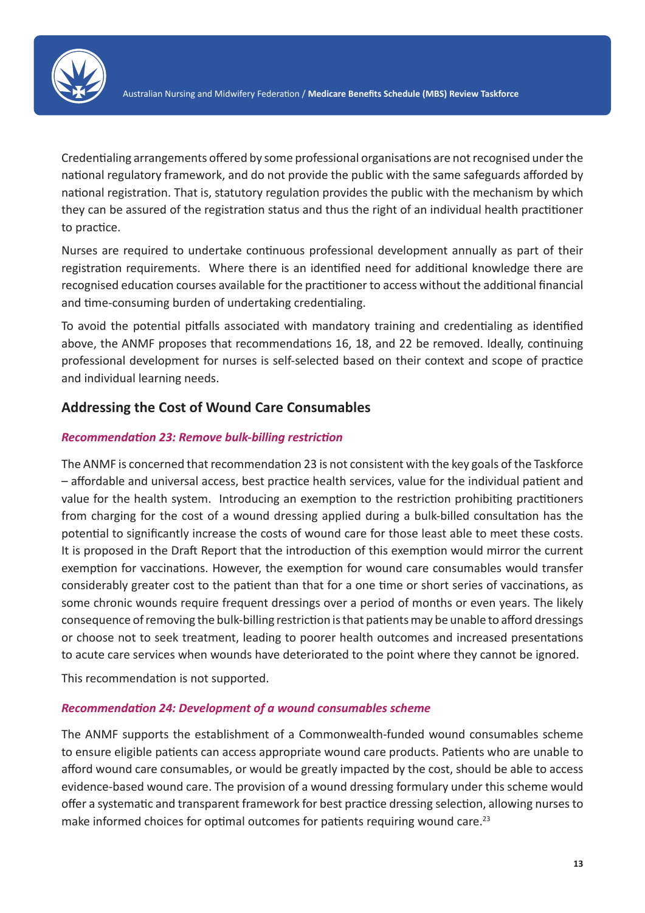Credentialing arrangements offered by some professional organisations are not recognised under the national regulatory framework, and do not provide the public with the same safeguards afforded by national registration. That is, statutory regulation provides the public with the mechanism by which they can be assured of the registration status and thus the right of an individual health practitioner to practice.

Nurses are required to undertake continuous professional development annually as part of their registration requirements. Where there is an identified need for additional knowledge there are recognised education courses available for the practitioner to access without the additional financial and time-consuming burden of undertaking credentialing.

To avoid the potential pitfalls associated with mandatory training and credentialing as identified above, the ANMF proposes that recommendations 16, 18, and 22 be removed. Ideally, continuing professional development for nurses is self-selected based on their context and scope of practice and individual learning needs.

## Addressing the Cost of Wound Care Consumables

### *Recommendation 23: Remove bulk-billing restriction*

The ANMF is concerned that recommendation 23 is not consistent with the key goals of the Taskforce – affordable and universal access, best practice health services, value for the individual patient and value for the health system. Introducing an exemption to the restriction prohibiting practitioners from charging for the cost of a wound dressing applied during a bulk-billed consultation has the potential to significantly increase the costs of wound care for those least able to meet these costs. It is proposed in the Draft Report that the introduction of this exemption would mirror the current exemption for vaccinations. However, the exemption for wound care consumables would transfer considerably greater cost to the patient than that for a one time or short series of vaccinations, as some chronic wounds require frequent dressings over a period of months or even years. The likely consequence of removing the bulk-billing restriction is that patients may be unable to afford dressings or choose not to seek treatment, leading to poorer health outcomes and increased presentations to acute care services when wounds have deteriorated to the point where they cannot be ignored.

This recommendation is not supported.

### *Recommendation 24: Development of a wound consumables scheme*

The ANMF supports the establishment of a Commonwealth-funded wound consumables scheme to ensure eligible patients can access appropriate wound care products. Patients who are unable to afford wound care consumables, or would be greatly impacted by the cost, should be able to access evidence-based wound care. The provision of a wound dressing formulary under this scheme would offer a systematic and transparent framework for best practice dressing selection, allowing nurses to make informed choices for optimal outcomes for patients requiring wound care.[23]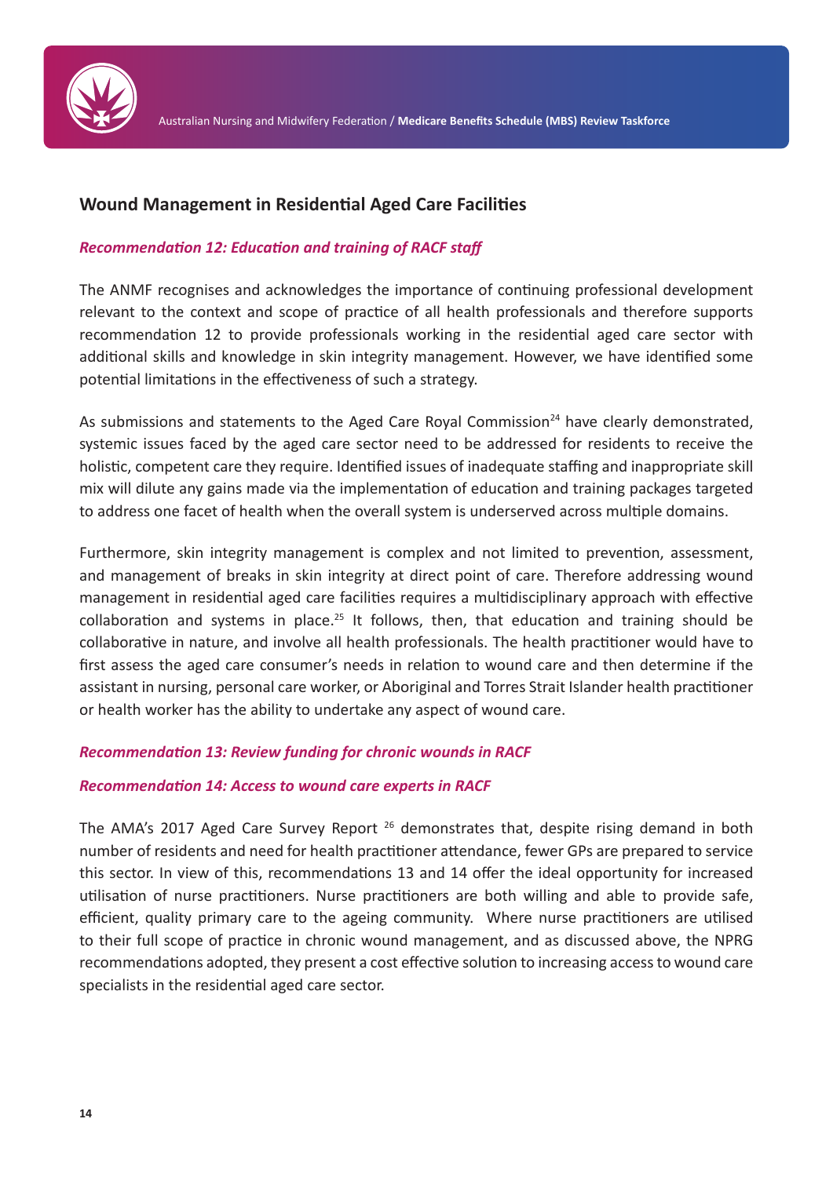## Wound Management in Residential Aged Care Facilities

### *Recommendation 12: Education and training of RACF staff*

The ANMF recognises and acknowledges the importance of continuing professional development relevant to the context and scope of practice of all health professionals and therefore supports recommendation 12 to provide professionals working in the residential aged care sector with additional skills and knowledge in skin integrity management. However, we have identified some potential limitations in the effectiveness of such a strategy.

As submissions and statements to the Aged Care Royal Commission[24] have clearly demonstrated, systemic issues faced by the aged care sector need to be addressed for residents to receive the holistic, competent care they require. Identified issues of inadequate staffing and inappropriate skill mix will dilute any gains made via the implementation of education and training packages targeted to address one facet of health when the overall system is underserved across multiple domains.

Furthermore, skin integrity management is complex and not limited to prevention, assessment, and management of breaks in skin integrity at direct point of care. Therefore addressing wound management in residential aged care facilities requires a multidisciplinary approach with effective collaboration and systems in place.[25] It follows, then, that education and training should be collaborative in nature, and involve all health professionals. The health practitioner would have to first assess the aged care consumer's needs in relation to wound care and then determine if the assistant in nursing, personal care worker, or Aboriginal and Torres Strait Islander health practitioner or health worker has the ability to undertake any aspect of wound care.

### *Recommendation 13: Review funding for chronic wounds in RACF*

### *Recommendation 14: Access to wound care experts in RACF*

The AMA's 2017 Aged Care Survey Report [26] demonstrates that, despite rising demand in both number of residents and need for health practitioner attendance, fewer GPs are prepared to service this sector. In view of this, recommendations 13 and 14 offer the ideal opportunity for increased utilisation of nurse practitioners. Nurse practitioners are both willing and able to provide safe, efficient, quality primary care to the ageing community. Where nurse practitioners are utilised to their full scope of practice in chronic wound management, and as discussed above, the NPRG recommendations adopted, they present a cost effective solution to increasing access to wound care specialists in the residential aged care sector.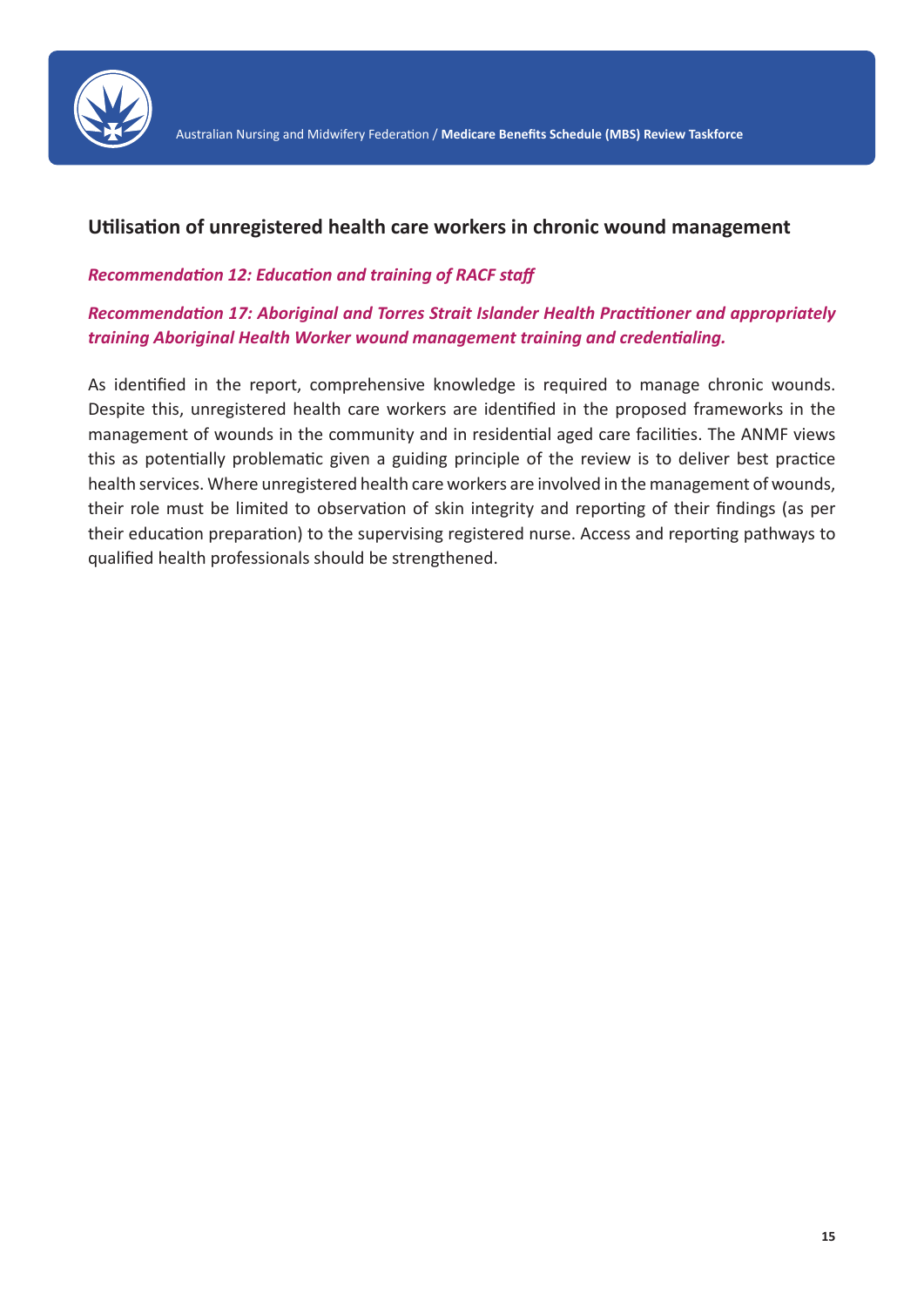## Utilisation of unregistered health care workers in chronic wound management

***Recommendation 12: Education and training of RACF staff***

***Recommendation 17: Aboriginal and Torres Strait Islander Health Practitioner and appropriately training Aboriginal Health Worker wound management training and credentialing.***

As identified in the report, comprehensive knowledge is required to manage chronic wounds. Despite this, unregistered health care workers are identified in the proposed frameworks in the management of wounds in the community and in residential aged care facilities. The ANMF views this as potentially problematic given a guiding principle of the review is to deliver best practice health services. Where unregistered health care workers are involved in the management of wounds, their role must be limited to observation of skin integrity and reporting of their findings (as per their education preparation) to the supervising registered nurse. Access and reporting pathways to qualified health professionals should be strengthened.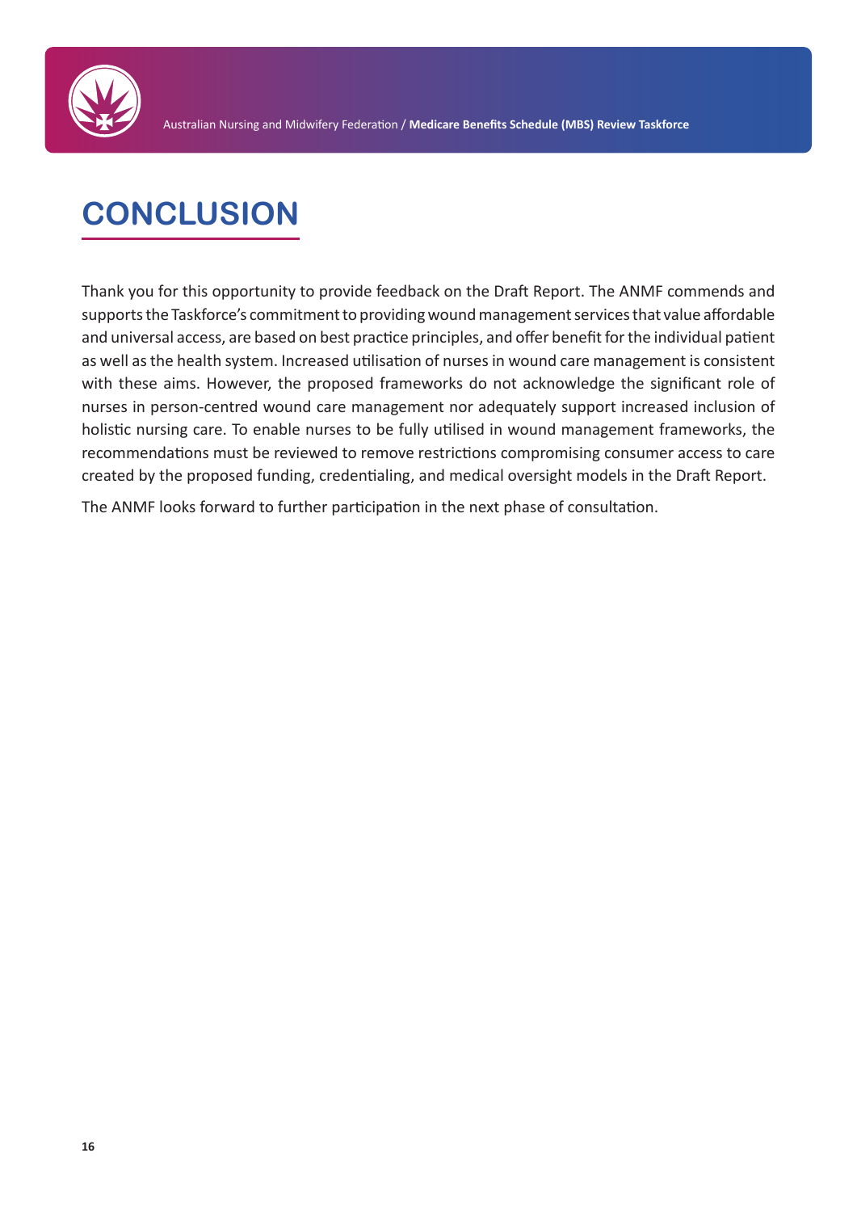# CONCLUSION

Thank you for this opportunity to provide feedback on the Draft Report. The ANMF commends and supports the Taskforce's commitment to providing wound management services that value affordable and universal access, are based on best practice principles, and offer benefit for the individual patient as well as the health system. Increased utilisation of nurses in wound care management is consistent with these aims. However, the proposed frameworks do not acknowledge the significant role of nurses in person-centred wound care management nor adequately support increased inclusion of holistic nursing care. To enable nurses to be fully utilised in wound management frameworks, the recommendations must be reviewed to remove restrictions compromising consumer access to care created by the proposed funding, credentialing, and medical oversight models in the Draft Report.

The ANMF looks forward to further participation in the next phase of consultation.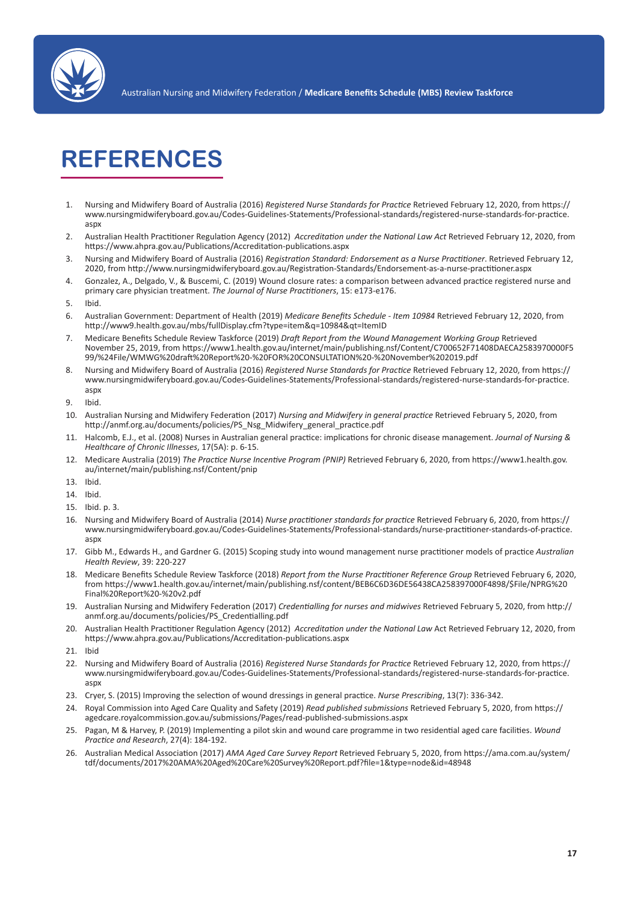# REFERENCES

1. Nursing and Midwifery Board of Australia (2016) *Registered Nurse Standards for Practice* Retrieved February 12, 2020, from https://www.nursingmidwiferyboard.gov.au/Codes-Guidelines-Statements/Professional-standards/registered-nurse-standards-for-practice.aspx
2. Australian Health Practitioner Regulation Agency (2012) *Accreditation under the National Law Act* Retrieved February 12, 2020, from https://www.ahpra.gov.au/Publications/Accreditation-publications.aspx
3. Nursing and Midwifery Board of Australia (2016) *Registration Standard: Endorsement as a Nurse Practitioner*. Retrieved February 12, 2020, from http://www.nursingmidwiferyboard.gov.au/Registration-Standards/Endorsement-as-a-nurse-practitioner.aspx
4. Gonzalez, A., Delgado, V., & Buscemi, C. (2019) Wound closure rates: a comparison between advanced practice registered nurse and primary care physician treatment. *The Journal of Nurse Practitioners*, 15: e173-e176.
5. Ibid.
6. Australian Government: Department of Health (2019) *Medicare Benefits Schedule - Item 10984* Retrieved February 12, 2020, from http://www9.health.gov.au/mbs/fullDisplay.cfm?type=item&q=10984&qt=ItemID
7. Medicare Benefits Schedule Review Taskforce (2019) *Draft Report from the Wound Management Working Group* Retrieved November 25, 2019, from https://www1.health.gov.au/internet/main/publishing.nsf/Content/C700652F71408DAECA2583970000F599/%24File/WMWG%20draft%20Report%20-%20FOR%20CONSULTATION%20-%20November%202019.pdf
8. Nursing and Midwifery Board of Australia (2016) *Registered Nurse Standards for Practice* Retrieved February 12, 2020, from https://www.nursingmidwiferyboard.gov.au/Codes-Guidelines-Statements/Professional-standards/registered-nurse-standards-for-practice.aspx
9. Ibid.
10. Australian Nursing and Midwifery Federation (2017) *Nursing and Midwifery in general practice* Retrieved February 5, 2020, from http://anmf.org.au/documents/policies/PS_Nsg_Midwifery_general_practice.pdf
11. Halcomb, E.J., et al. (2008) Nurses in Australian general practice: implications for chronic disease management. *Journal of Nursing & Healthcare of Chronic Illnesses*, 17(5A): p. 6-15.
12. Medicare Australia (2019) *The Practice Nurse Incentive Program (PNIP)* Retrieved February 6, 2020, from https://www1.health.gov.au/internet/main/publishing.nsf/Content/pnip
13. Ibid.
14. Ibid.
15. Ibid. p. 3.
16. Nursing and Midwifery Board of Australia (2014) *Nurse practitioner standards for practice* Retrieved February 6, 2020, from https://www.nursingmidwiferyboard.gov.au/Codes-Guidelines-Statements/Professional-standards/nurse-practitioner-standards-of-practice.aspx
17. Gibb M., Edwards H., and Gardner G. (2015) Scoping study into wound management nurse practitioner models of practice *Australian Health Review*, 39: 220-227
18. Medicare Benefits Schedule Review Taskforce (2018) *Report from the Nurse Practitioner Reference Group* Retrieved February 6, 2020, from https://www1.health.gov.au/internet/main/publishing.nsf/content/BEB6C6D36DE56438CA258397000F4898/$File/NPRG%20Final%20Report%20-%20v2.pdf
19. Australian Nursing and Midwifery Federation (2017) *Credentialling for nurses and midwives* Retrieved February 5, 2020, from http://anmf.org.au/documents/policies/PS_Credentialling.pdf
20. Australian Health Practitioner Regulation Agency (2012) *Accreditation under the National Law* Act Retrieved February 12, 2020, from https://www.ahpra.gov.au/Publications/Accreditation-publications.aspx
21. Ibid
22. Nursing and Midwifery Board of Australia (2016) *Registered Nurse Standards for Practice* Retrieved February 12, 2020, from https://www.nursingmidwiferyboard.gov.au/Codes-Guidelines-Statements/Professional-standards/registered-nurse-standards-for-practice.aspx
23. Cryer, S. (2015) Improving the selection of wound dressings in general practice. *Nurse Prescribing*, 13(7): 336-342.
24. Royal Commission into Aged Care Quality and Safety (2019) *Read published submissions* Retrieved February 5, 2020, from https://agedcare.royalcommission.gov.au/submissions/Pages/read-published-submissions.aspx
25. Pagan, M & Harvey, P. (2019) Implementing a pilot skin and wound care programme in two residential aged care facilities. *Wound Practice and Research*, 27(4): 184-192.
26. Australian Medical Association (2017) *AMA Aged Care Survey Report* Retrieved February 5, 2020, from https://ama.com.au/system/tdf/documents/2017%20AMA%20Aged%20Care%20Survey%20Report.pdf?file=1&type=node&id=48948